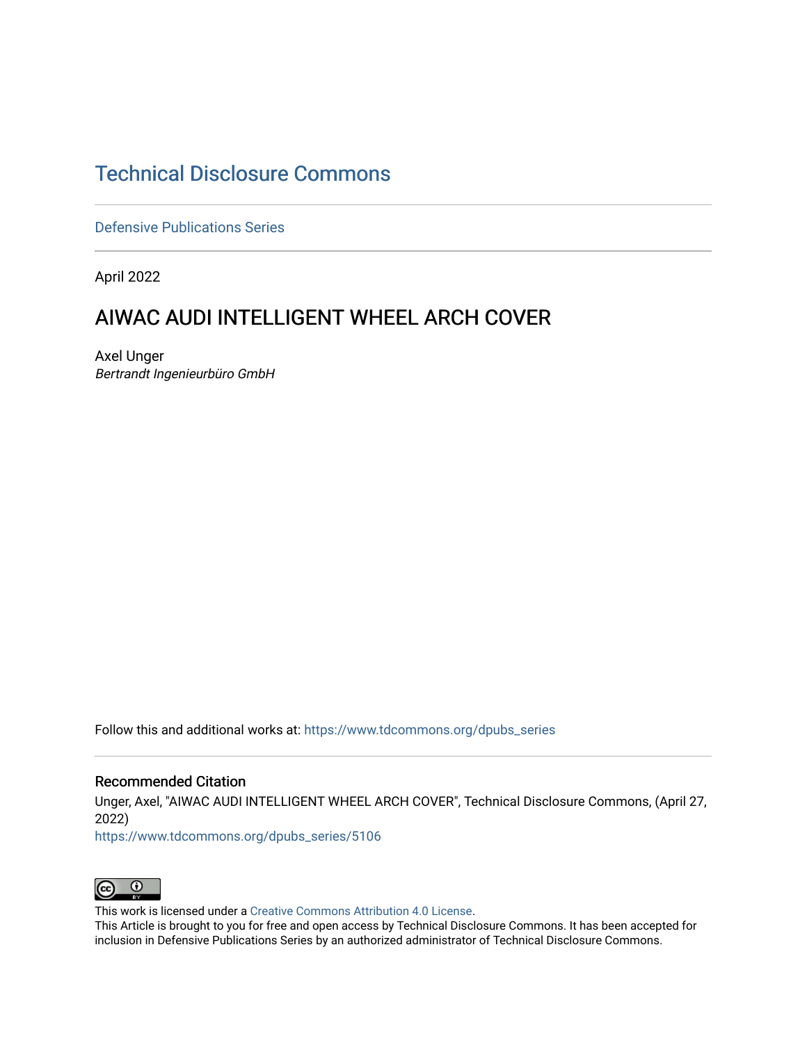# Technical Disclosure Commons

Defensive Publications Series

April 2022

## AIWAC AUDI INTELLIGENT WHEEL ARCH COVER

Axel Unger

*Bertrandt Ingenieurbüro GmbH*

Follow this and additional works at: https://www.tdcommons.org/dpubs_series

### Recommended Citation

Unger, Axel, "AIWAC AUDI INTELLIGENT WHEEL ARCH COVER", Technical Disclosure Commons, (April 27, 2022)

https://www.tdcommons.org/dpubs_series/5106

This work is licensed under a Creative Commons Attribution 4.0 License.

This Article is brought to you for free and open access by Technical Disclosure Commons. It has been accepted for inclusion in Defensive Publications Series by an authorized administrator of Technical Disclosure Commons.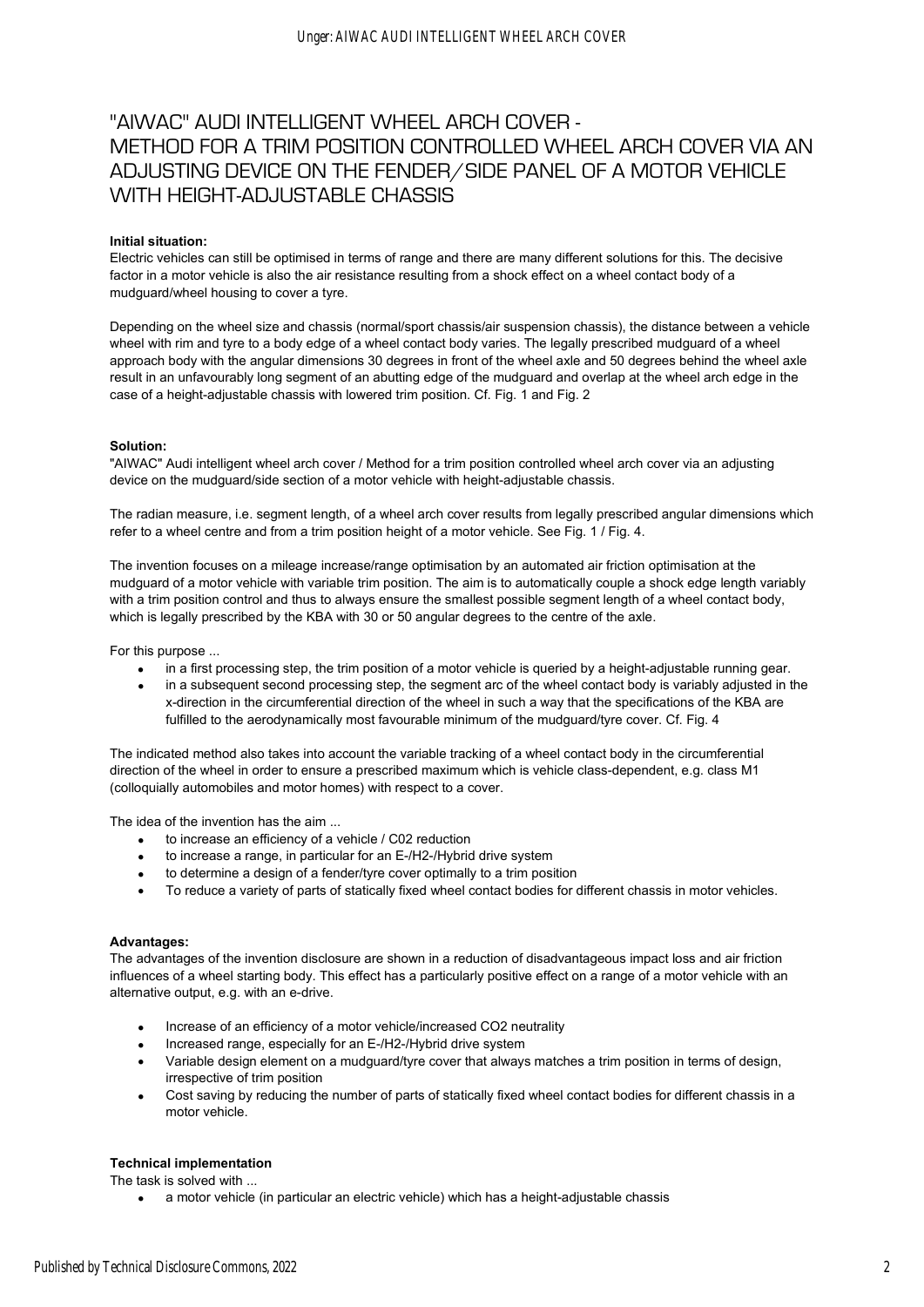# "AIWAC" AUDI INTELLIGENT WHEEL ARCH COVER - METHOD FOR A TRIM POSITION CONTROLLED WHEEL ARCH COVER VIA AN ADJUSTING DEVICE ON THE FENDER/SIDE PANEL OF A MOTOR VEHICLE WITH HEIGHT-ADJUSTABLE CHASSIS

**Initial situation:**

Electric vehicles can still be optimised in terms of range and there are many different solutions for this. The decisive factor in a motor vehicle is also the air resistance resulting from a shock effect on a wheel contact body of a mudguard/wheel housing to cover a tyre.

Depending on the wheel size and chassis (normal/sport chassis/air suspension chassis), the distance between a vehicle wheel with rim and tyre to a body edge of a wheel contact body varies. The legally prescribed mudguard of a wheel approach body with the angular dimensions 30 degrees in front of the wheel axle and 50 degrees behind the wheel axle result in an unfavourably long segment of an abutting edge of the mudguard and overlap at the wheel arch edge in the case of a height-adjustable chassis with lowered trim position. Cf. Fig. 1 and Fig. 2

**Solution:**

"AIWAC" Audi intelligent wheel arch cover / Method for a trim position controlled wheel arch cover via an adjusting device on the mudguard/side section of a motor vehicle with height-adjustable chassis.

The radian measure, i.e. segment length, of a wheel arch cover results from legally prescribed angular dimensions which refer to a wheel centre and from a trim position height of a motor vehicle. See Fig. 1 / Fig. 4.

The invention focuses on a mileage increase/range optimisation by an automated air friction optimisation at the mudguard of a motor vehicle with variable trim position. The aim is to automatically couple a shock edge length variably with a trim position control and thus to always ensure the smallest possible segment length of a wheel contact body, which is legally prescribed by the KBA with 30 or 50 angular degrees to the centre of the axle.

For this purpose ...

- in a first processing step, the trim position of a motor vehicle is queried by a height-adjustable running gear.
- in a subsequent second processing step, the segment arc of the wheel contact body is variably adjusted in the x-direction in the circumferential direction of the wheel in such a way that the specifications of the KBA are fulfilled to the aerodynamically most favourable minimum of the mudguard/tyre cover. Cf. Fig. 4

The indicated method also takes into account the variable tracking of a wheel contact body in the circumferential direction of the wheel in order to ensure a prescribed maximum which is vehicle class-dependent, e.g. class M1 (colloquially automobiles and motor homes) with respect to a cover.

The idea of the invention has the aim ...

- to increase an efficiency of a vehicle / C02 reduction
- to increase a range, in particular for an E-/H2-/Hybrid drive system
- to determine a design of a fender/tyre cover optimally to a trim position
- To reduce a variety of parts of statically fixed wheel contact bodies for different chassis in motor vehicles.

**Advantages:**

The advantages of the invention disclosure are shown in a reduction of disadvantageous impact loss and air friction influences of a wheel starting body. This effect has a particularly positive effect on a range of a motor vehicle with an alternative output, e.g. with an e-drive.

- Increase of an efficiency of a motor vehicle/increased CO2 neutrality
- Increased range, especially for an E-/H2-/Hybrid drive system
- Variable design element on a mudguard/tyre cover that always matches a trim position in terms of design, irrespective of trim position
- Cost saving by reducing the number of parts of statically fixed wheel contact bodies for different chassis in a motor vehicle.

**Technical implementation**

The task is solved with ...

- a motor vehicle (in particular an electric vehicle) which has a height-adjustable chassis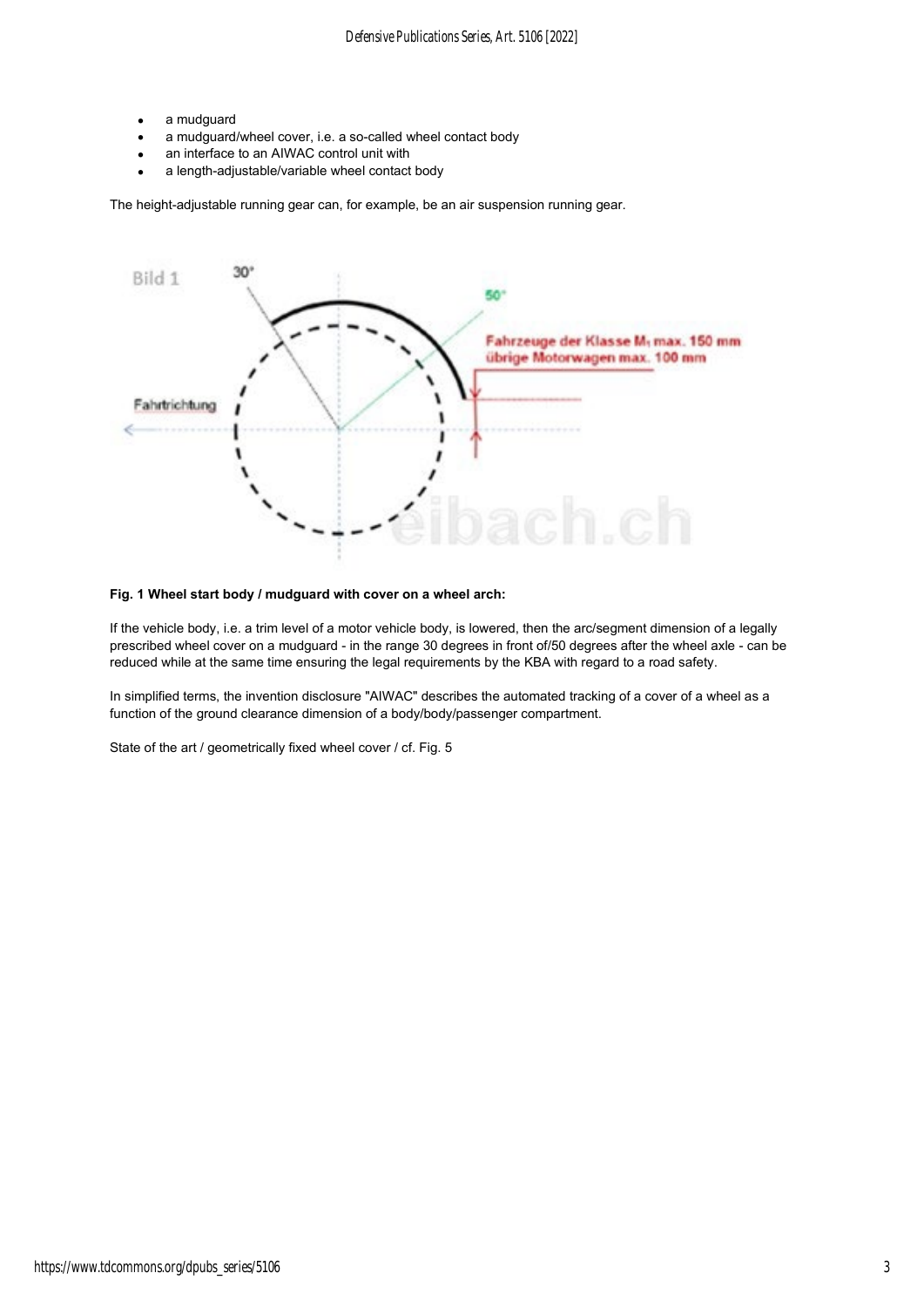- a mudguard
- a mudguard/wheel cover, i.e. a so-called wheel contact body
- an interface to an AIWAC control unit with
- a length-adjustable/variable wheel contact body

The height-adjustable running gear can, for example, be an air suspension running gear.

**Fig. 1 Wheel start body / mudguard with cover on a wheel arch:**

If the vehicle body, i.e. a trim level of a motor vehicle body, is lowered, then the arc/segment dimension of a legally prescribed wheel cover on a mudguard - in the range 30 degrees in front of/50 degrees after the wheel axle - can be reduced while at the same time ensuring the legal requirements by the KBA with regard to a road safety.

In simplified terms, the invention disclosure "AIWAC" describes the automated tracking of a cover of a wheel as a function of the ground clearance dimension of a body/body/passenger compartment.

State of the art / geometrically fixed wheel cover / cf. Fig. 5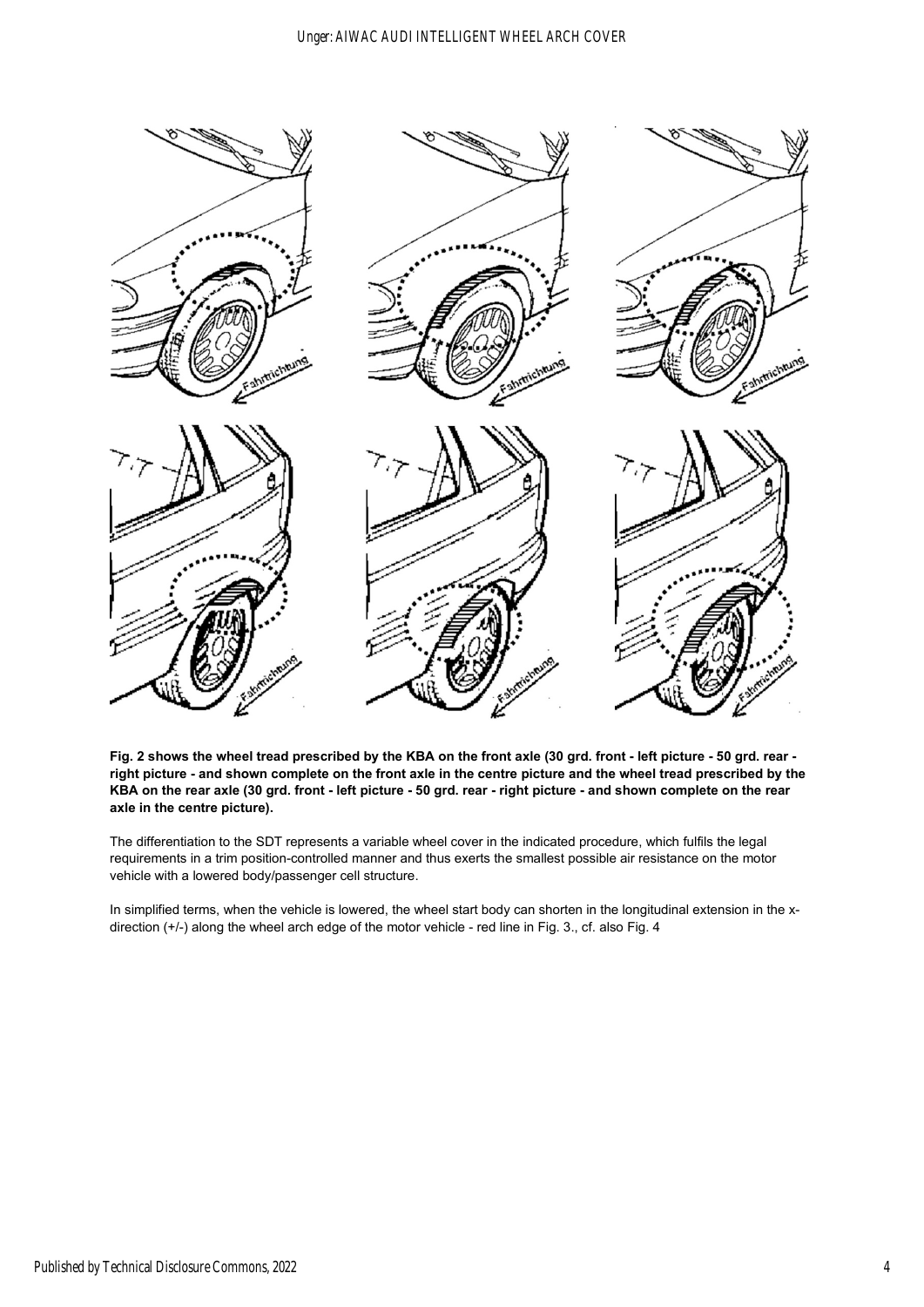**Fig. 2 shows the wheel tread prescribed by the KBA on the front axle (30 grd. front - left picture - 50 grd. rear - right picture - and shown complete on the front axle in the centre picture and the wheel tread prescribed by the KBA on the rear axle (30 grd. front - left picture - 50 grd. rear - right picture - and shown complete on the rear axle in the centre picture).**

The differentiation to the SDT represents a variable wheel cover in the indicated procedure, which fulfils the legal requirements in a trim position-controlled manner and thus exerts the smallest possible air resistance on the motor vehicle with a lowered body/passenger cell structure.

In simplified terms, when the vehicle is lowered, the wheel start body can shorten in the longitudinal extension in the x-direction (+/-) along the wheel arch edge of the motor vehicle - red line in Fig. 3., cf. also Fig. 4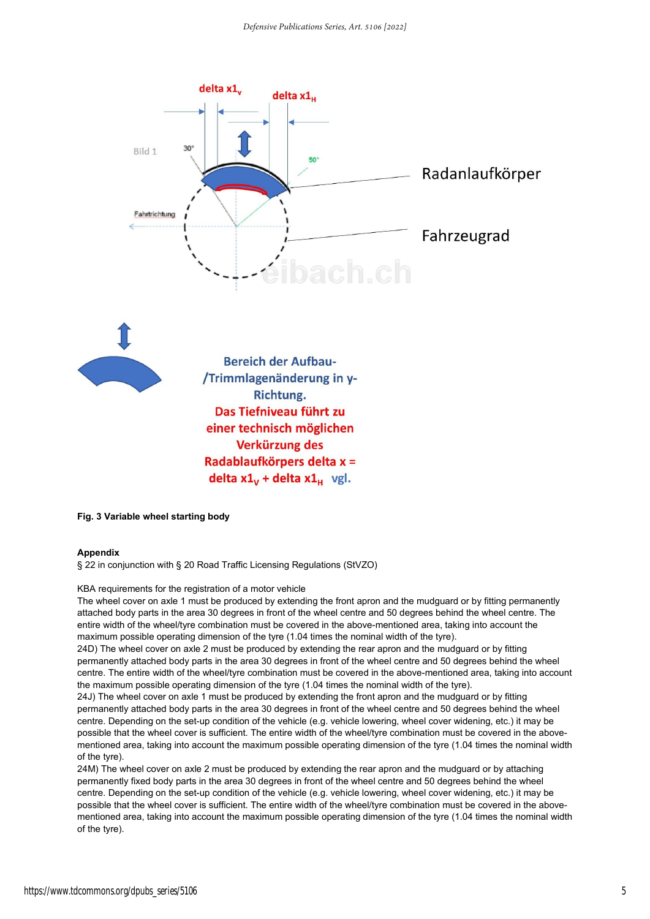Bereich der Aufbau-/Trimmlagenänderung in y-Richtung. Das Tiefniveau führt zu einer technisch möglichen Verkürzung des Radablaufkörpers delta x = delta $x1_V$ + delta $x1_H$ vgl.

**Fig. 3 Variable wheel starting body**

**Appendix**

§ 22 in conjunction with § 20 Road Traffic Licensing Regulations (StVZO)

KBA requirements for the registration of a motor vehicle

The wheel cover on axle 1 must be produced by extending the front apron and the mudguard or by fitting permanently attached body parts in the area 30 degrees in front of the wheel centre and 50 degrees behind the wheel centre. The entire width of the wheel/tyre combination must be covered in the above-mentioned area, taking into account the maximum possible operating dimension of the tyre (1.04 times the nominal width of the tyre).

24D) The wheel cover on axle 2 must be produced by extending the rear apron and the mudguard or by fitting permanently attached body parts in the area 30 degrees in front of the wheel centre and 50 degrees behind the wheel centre. The entire width of the wheel/tyre combination must be covered in the above-mentioned area, taking into account the maximum possible operating dimension of the tyre (1.04 times the nominal width of the tyre).

24J) The wheel cover on axle 1 must be produced by extending the front apron and the mudguard or by fitting permanently attached body parts in the area 30 degrees in front of the wheel centre and 50 degrees behind the wheel centre. Depending on the set-up condition of the vehicle (e.g. vehicle lowering, wheel cover widening, etc.) it may be possible that the wheel cover is sufficient. The entire width of the wheel/tyre combination must be covered in the above-mentioned area, taking into account the maximum possible operating dimension of the tyre (1.04 times the nominal width of the tyre).

24M) The wheel cover on axle 2 must be produced by extending the rear apron and the mudguard or by attaching permanently fixed body parts in the area 30 degrees in front of the wheel centre and 50 degrees behind the wheel centre. Depending on the set-up condition of the vehicle (e.g. vehicle lowering, wheel cover widening, etc.) it may be possible that the wheel cover is sufficient. The entire width of the wheel/tyre combination must be covered in the above-mentioned area, taking into account the maximum possible operating dimension of the tyre (1.04 times the nominal width of the tyre).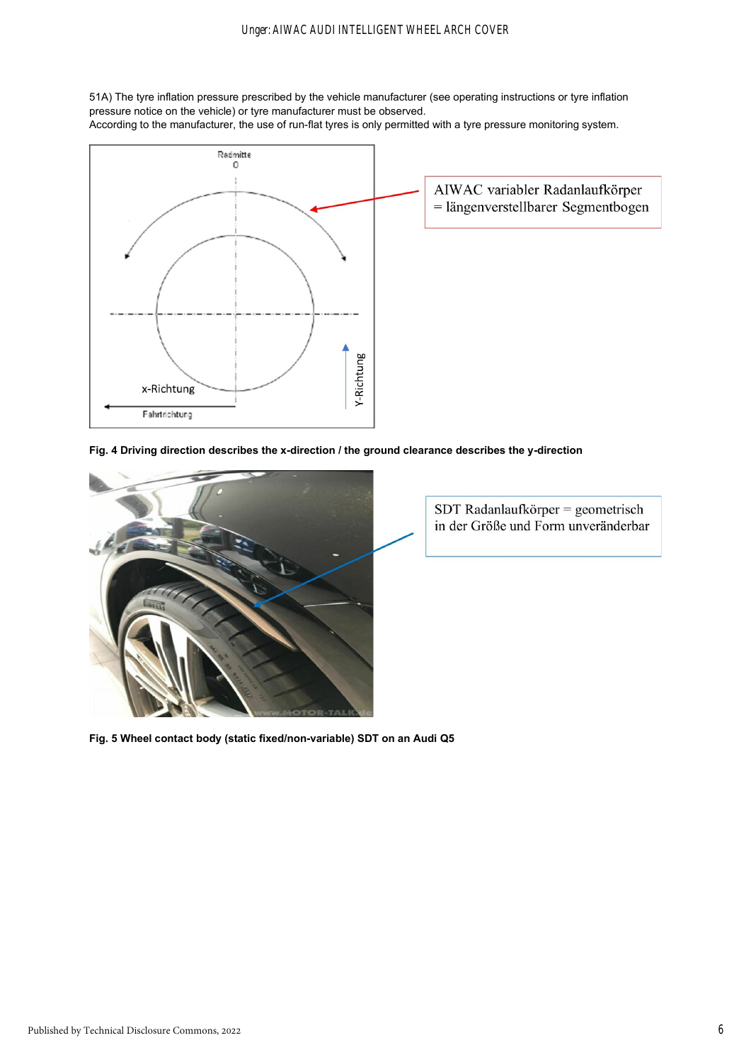51A) The tyre inflation pressure prescribed by the vehicle manufacturer (see operating instructions or tyre inflation pressure notice on the vehicle) or tyre manufacturer must be observed.
According to the manufacturer, the use of run-flat tyres is only permitted with a tyre pressure monitoring system.

Radmitte
0

x-Richtung

Fahrtrichtung

Y-Richtung

AIWAC variabler Radanlaufkörper
= längenverstellbarer Segmentbogen

**Fig. 4 Driving direction describes the x-direction / the ground clearance describes the y-direction**

SDT Radanlaufkörper = geometrisch
in der Größe und Form unveränderbar

**Fig. 5 Wheel contact body (static fixed/non-variable) SDT on an Audi Q5**